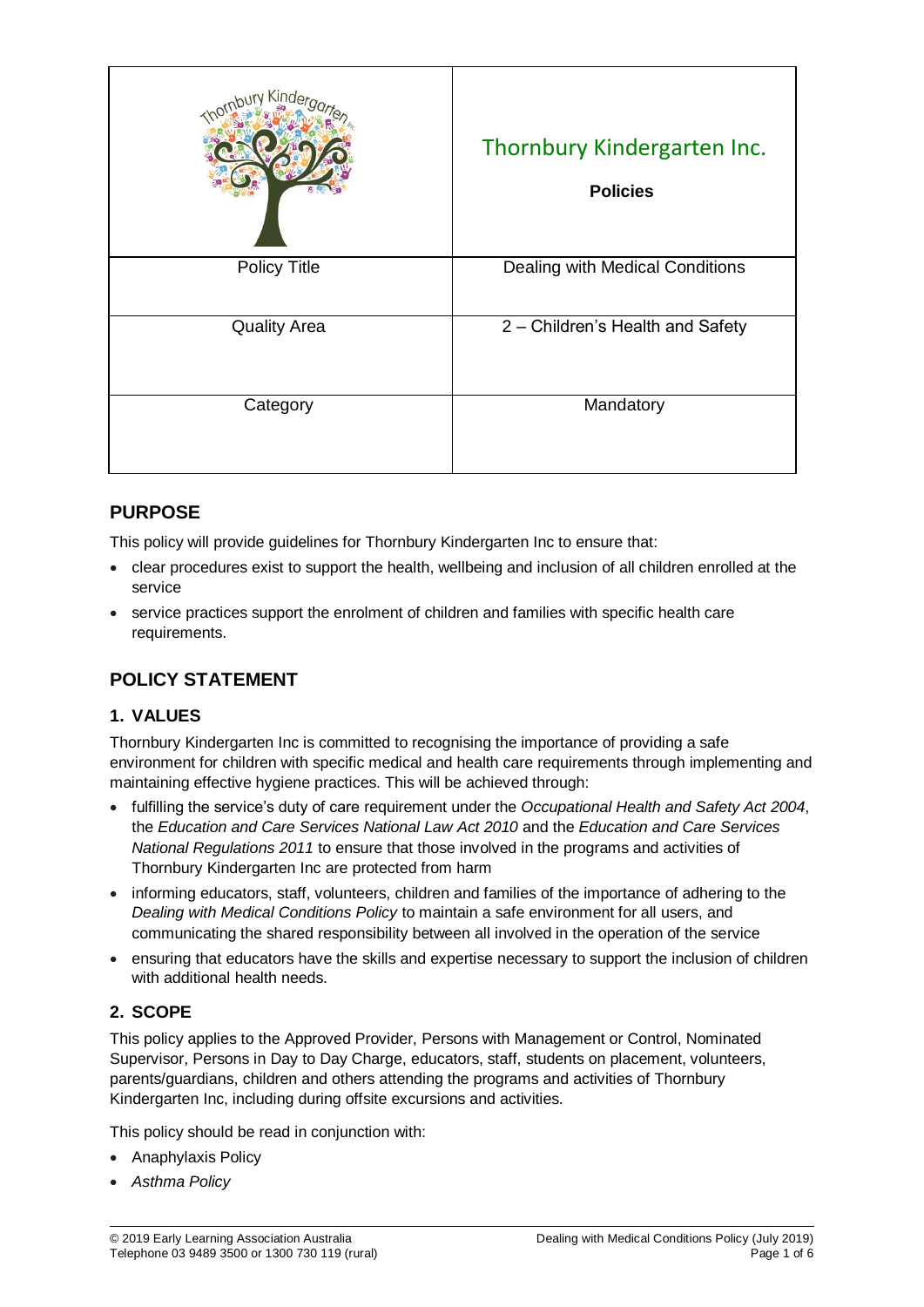| | Thornbury Kindergarten Inc.<br>**Policies** |
|---|---|
| Policy Title | Dealing with Medical Conditions |
| Quality Area | 2 – Children's Health and Safety |
| Category | Mandatory |

## PURPOSE

This policy will provide guidelines for Thornbury Kindergarten Inc to ensure that:

- clear procedures exist to support the health, wellbeing and inclusion of all children enrolled at the service
- service practices support the enrolment of children and families with specific health care requirements.

## POLICY STATEMENT

### 1. VALUES

Thornbury Kindergarten Inc is committed to recognising the importance of providing a safe environment for children with specific medical and health care requirements through implementing and maintaining effective hygiene practices. This will be achieved through:

- fulfilling the service's duty of care requirement under the *Occupational Health and Safety Act 2004*, the *Education and Care Services National Law Act 2010* and the *Education and Care Services National Regulations 2011* to ensure that those involved in the programs and activities of Thornbury Kindergarten Inc are protected from harm
- informing educators, staff, volunteers, children and families of the importance of adhering to the *Dealing with Medical Conditions Policy* to maintain a safe environment for all users, and communicating the shared responsibility between all involved in the operation of the service
- ensuring that educators have the skills and expertise necessary to support the inclusion of children with additional health needs.

### 2. SCOPE

This policy applies to the Approved Provider, Persons with Management or Control, Nominated Supervisor, Persons in Day to Day Charge, educators, staff, students on placement, volunteers, parents/guardians, children and others attending the programs and activities of Thornbury Kindergarten Inc, including during offsite excursions and activities.

This policy should be read in conjunction with:

- Anaphylaxis Policy
- *Asthma Policy*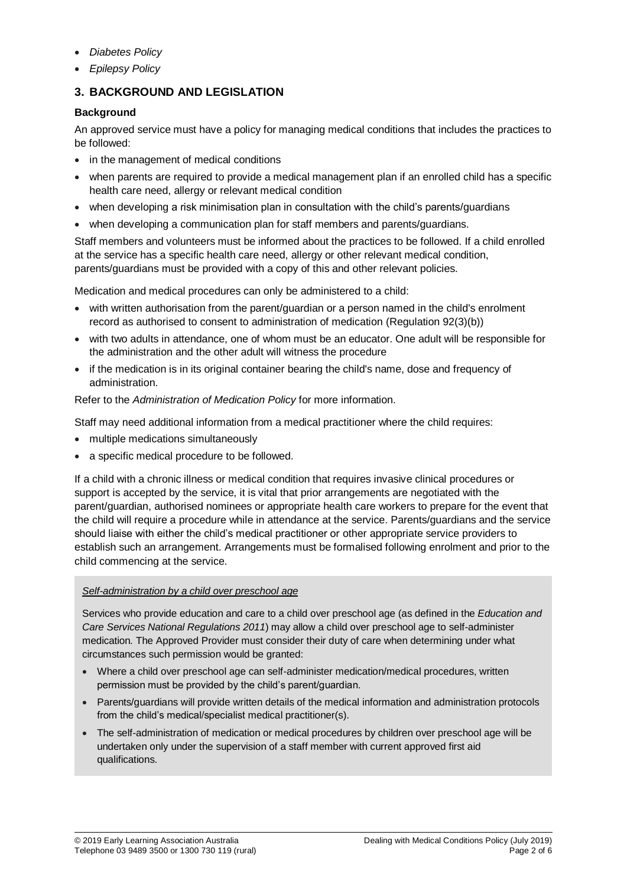- *Diabetes Policy*
- *Epilepsy Policy*

## 3. BACKGROUND AND LEGISLATION

### Background

An approved service must have a policy for managing medical conditions that includes the practices to be followed:

- in the management of medical conditions
- when parents are required to provide a medical management plan if an enrolled child has a specific health care need, allergy or relevant medical condition
- when developing a risk minimisation plan in consultation with the child's parents/guardians
- when developing a communication plan for staff members and parents/guardians.

Staff members and volunteers must be informed about the practices to be followed. If a child enrolled at the service has a specific health care need, allergy or other relevant medical condition, parents/guardians must be provided with a copy of this and other relevant policies.

Medication and medical procedures can only be administered to a child:

- with written authorisation from the parent/guardian or a person named in the child's enrolment record as authorised to consent to administration of medication (Regulation 92(3)(b))
- with two adults in attendance, one of whom must be an educator. One adult will be responsible for the administration and the other adult will witness the procedure
- if the medication is in its original container bearing the child's name, dose and frequency of administration.

Refer to the *Administration of Medication Policy* for more information.

Staff may need additional information from a medical practitioner where the child requires:

- multiple medications simultaneously
- a specific medical procedure to be followed.

If a child with a chronic illness or medical condition that requires invasive clinical procedures or support is accepted by the service, it is vital that prior arrangements are negotiated with the parent/guardian, authorised nominees or appropriate health care workers to prepare for the event that the child will require a procedure while in attendance at the service. Parents/guardians and the service should liaise with either the child's medical practitioner or other appropriate service providers to establish such an arrangement. Arrangements must be formalised following enrolment and prior to the child commencing at the service.

*Self-administration by a child over preschool age*

Services who provide education and care to a child over preschool age (as defined in the *Education and Care Services National Regulations 2011*) may allow a child over preschool age to self-administer medication. The Approved Provider must consider their duty of care when determining under what circumstances such permission would be granted:

- Where a child over preschool age can self-administer medication/medical procedures, written permission must be provided by the child's parent/guardian.
- Parents/guardians will provide written details of the medical information and administration protocols from the child's medical/specialist medical practitioner(s).
- The self-administration of medication or medical procedures by children over preschool age will be undertaken only under the supervision of a staff member with current approved first aid qualifications.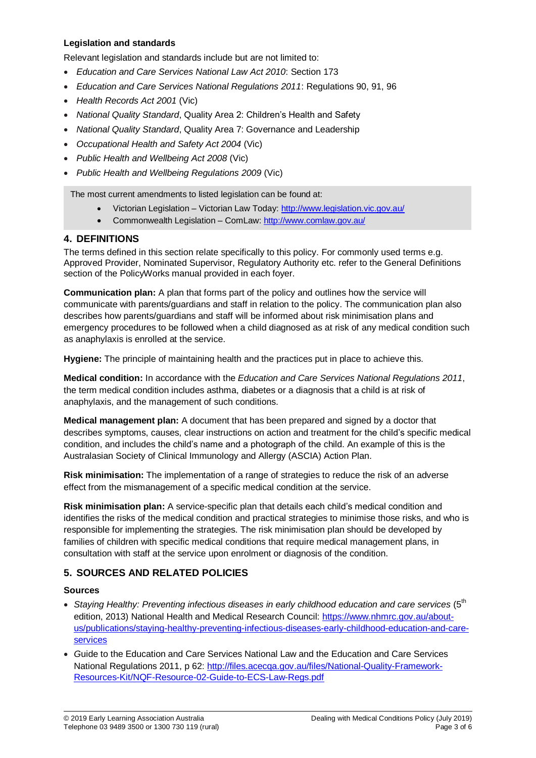**Legislation and standards**

Relevant legislation and standards include but are not limited to:

- *Education and Care Services National Law Act 2010*: Section 173
- *Education and Care Services National Regulations 2011*: Regulations 90, 91, 96
- *Health Records Act 2001* (Vic)
- *National Quality Standard*, Quality Area 2: Children's Health and Safety
- *National Quality Standard*, Quality Area 7: Governance and Leadership
- *Occupational Health and Safety Act 2004* (Vic)
- *Public Health and Wellbeing Act 2008* (Vic)
- *Public Health and Wellbeing Regulations 2009* (Vic)

The most current amendments to listed legislation can be found at:

- Victorian Legislation – Victorian Law Today: http://www.legislation.vic.gov.au/
- Commonwealth Legislation – ComLaw: http://www.comlaw.gov.au/

## 4. DEFINITIONS

The terms defined in this section relate specifically to this policy. For commonly used terms e.g. Approved Provider, Nominated Supervisor, Regulatory Authority etc. refer to the General Definitions section of the PolicyWorks manual provided in each foyer.

**Communication plan:** A plan that forms part of the policy and outlines how the service will communicate with parents/guardians and staff in relation to the policy. The communication plan also describes how parents/guardians and staff will be informed about risk minimisation plans and emergency procedures to be followed when a child diagnosed as at risk of any medical condition such as anaphylaxis is enrolled at the service.

**Hygiene:** The principle of maintaining health and the practices put in place to achieve this.

**Medical condition:** In accordance with the *Education and Care Services National Regulations 2011*, the term medical condition includes asthma, diabetes or a diagnosis that a child is at risk of anaphylaxis, and the management of such conditions.

**Medical management plan:** A document that has been prepared and signed by a doctor that describes symptoms, causes, clear instructions on action and treatment for the child's specific medical condition, and includes the child's name and a photograph of the child. An example of this is the Australasian Society of Clinical Immunology and Allergy (ASCIA) Action Plan.

**Risk minimisation:** The implementation of a range of strategies to reduce the risk of an adverse effect from the mismanagement of a specific medical condition at the service.

**Risk minimisation plan:** A service-specific plan that details each child's medical condition and identifies the risks of the medical condition and practical strategies to minimise those risks, and who is responsible for implementing the strategies. The risk minimisation plan should be developed by families of children with specific medical conditions that require medical management plans, in consultation with staff at the service upon enrolment or diagnosis of the condition.

## 5. SOURCES AND RELATED POLICIES

**Sources**

- *Staying Healthy: Preventing infectious diseases in early childhood education and care services* (5th edition, 2013) National Health and Medical Research Council: https://www.nhmrc.gov.au/about-us/publications/staying-healthy-preventing-infectious-diseases-early-childhood-education-and-care-services
- Guide to the Education and Care Services National Law and the Education and Care Services National Regulations 2011, p 62: http://files.acecqa.gov.au/files/National-Quality-Framework-Resources-Kit/NQF-Resource-02-Guide-to-ECS-Law-Regs.pdf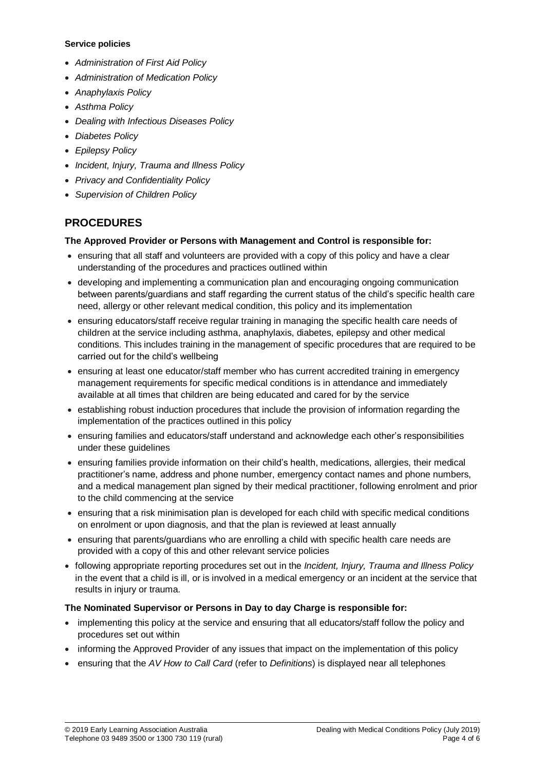**Service policies**

- *Administration of First Aid Policy*
- *Administration of Medication Policy*
- *Anaphylaxis Policy*
- *Asthma Policy*
- *Dealing with Infectious Diseases Policy*
- *Diabetes Policy*
- *Epilepsy Policy*
- *Incident, Injury, Trauma and Illness Policy*
- *Privacy and Confidentiality Policy*
- *Supervision of Children Policy*

## PROCEDURES

**The Approved Provider or Persons with Management and Control is responsible for:**

- ensuring that all staff and volunteers are provided with a copy of this policy and have a clear understanding of the procedures and practices outlined within
- developing and implementing a communication plan and encouraging ongoing communication between parents/guardians and staff regarding the current status of the child's specific health care need, allergy or other relevant medical condition, this policy and its implementation
- ensuring educators/staff receive regular training in managing the specific health care needs of children at the service including asthma, anaphylaxis, diabetes, epilepsy and other medical conditions. This includes training in the management of specific procedures that are required to be carried out for the child's wellbeing
- ensuring at least one educator/staff member who has current accredited training in emergency management requirements for specific medical conditions is in attendance and immediately available at all times that children are being educated and cared for by the service
- establishing robust induction procedures that include the provision of information regarding the implementation of the practices outlined in this policy
- ensuring families and educators/staff understand and acknowledge each other's responsibilities under these guidelines
- ensuring families provide information on their child's health, medications, allergies, their medical practitioner's name, address and phone number, emergency contact names and phone numbers, and a medical management plan signed by their medical practitioner, following enrolment and prior to the child commencing at the service
- ensuring that a risk minimisation plan is developed for each child with specific medical conditions on enrolment or upon diagnosis, and that the plan is reviewed at least annually
- ensuring that parents/guardians who are enrolling a child with specific health care needs are provided with a copy of this and other relevant service policies
- following appropriate reporting procedures set out in the *Incident, Injury, Trauma and Illness Policy* in the event that a child is ill, or is involved in a medical emergency or an incident at the service that results in injury or trauma.

**The Nominated Supervisor or Persons in Day to day Charge is responsible for:**

- implementing this policy at the service and ensuring that all educators/staff follow the policy and procedures set out within
- informing the Approved Provider of any issues that impact on the implementation of this policy
- ensuring that the *AV How to Call Card* (refer to *Definitions*) is displayed near all telephones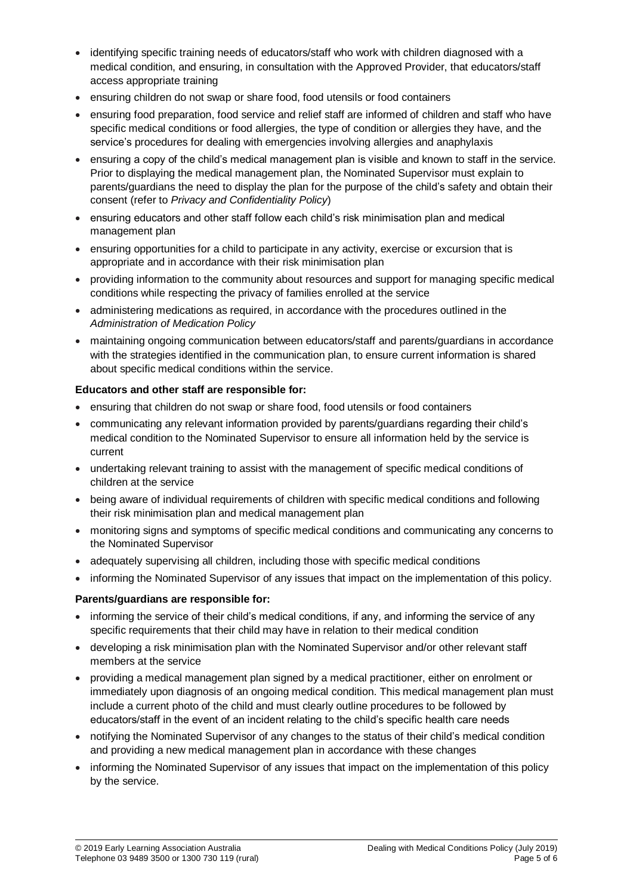- identifying specific training needs of educators/staff who work with children diagnosed with a medical condition, and ensuring, in consultation with the Approved Provider, that educators/staff access appropriate training
- ensuring children do not swap or share food, food utensils or food containers
- ensuring food preparation, food service and relief staff are informed of children and staff who have specific medical conditions or food allergies, the type of condition or allergies they have, and the service's procedures for dealing with emergencies involving allergies and anaphylaxis
- ensuring a copy of the child's medical management plan is visible and known to staff in the service. Prior to displaying the medical management plan, the Nominated Supervisor must explain to parents/guardians the need to display the plan for the purpose of the child's safety and obtain their consent (refer to *Privacy and Confidentiality Policy*)
- ensuring educators and other staff follow each child's risk minimisation plan and medical management plan
- ensuring opportunities for a child to participate in any activity, exercise or excursion that is appropriate and in accordance with their risk minimisation plan
- providing information to the community about resources and support for managing specific medical conditions while respecting the privacy of families enrolled at the service
- administering medications as required, in accordance with the procedures outlined in the *Administration of Medication Policy*
- maintaining ongoing communication between educators/staff and parents/guardians in accordance with the strategies identified in the communication plan, to ensure current information is shared about specific medical conditions within the service.

**Educators and other staff are responsible for:**

- ensuring that children do not swap or share food, food utensils or food containers
- communicating any relevant information provided by parents/guardians regarding their child's medical condition to the Nominated Supervisor to ensure all information held by the service is current
- undertaking relevant training to assist with the management of specific medical conditions of children at the service
- being aware of individual requirements of children with specific medical conditions and following their risk minimisation plan and medical management plan
- monitoring signs and symptoms of specific medical conditions and communicating any concerns to the Nominated Supervisor
- adequately supervising all children, including those with specific medical conditions
- informing the Nominated Supervisor of any issues that impact on the implementation of this policy.

**Parents/guardians are responsible for:**

- informing the service of their child's medical conditions, if any, and informing the service of any specific requirements that their child may have in relation to their medical condition
- developing a risk minimisation plan with the Nominated Supervisor and/or other relevant staff members at the service
- providing a medical management plan signed by a medical practitioner, either on enrolment or immediately upon diagnosis of an ongoing medical condition. This medical management plan must include a current photo of the child and must clearly outline procedures to be followed by educators/staff in the event of an incident relating to the child's specific health care needs
- notifying the Nominated Supervisor of any changes to the status of their child's medical condition and providing a new medical management plan in accordance with these changes
- informing the Nominated Supervisor of any issues that impact on the implementation of this policy by the service.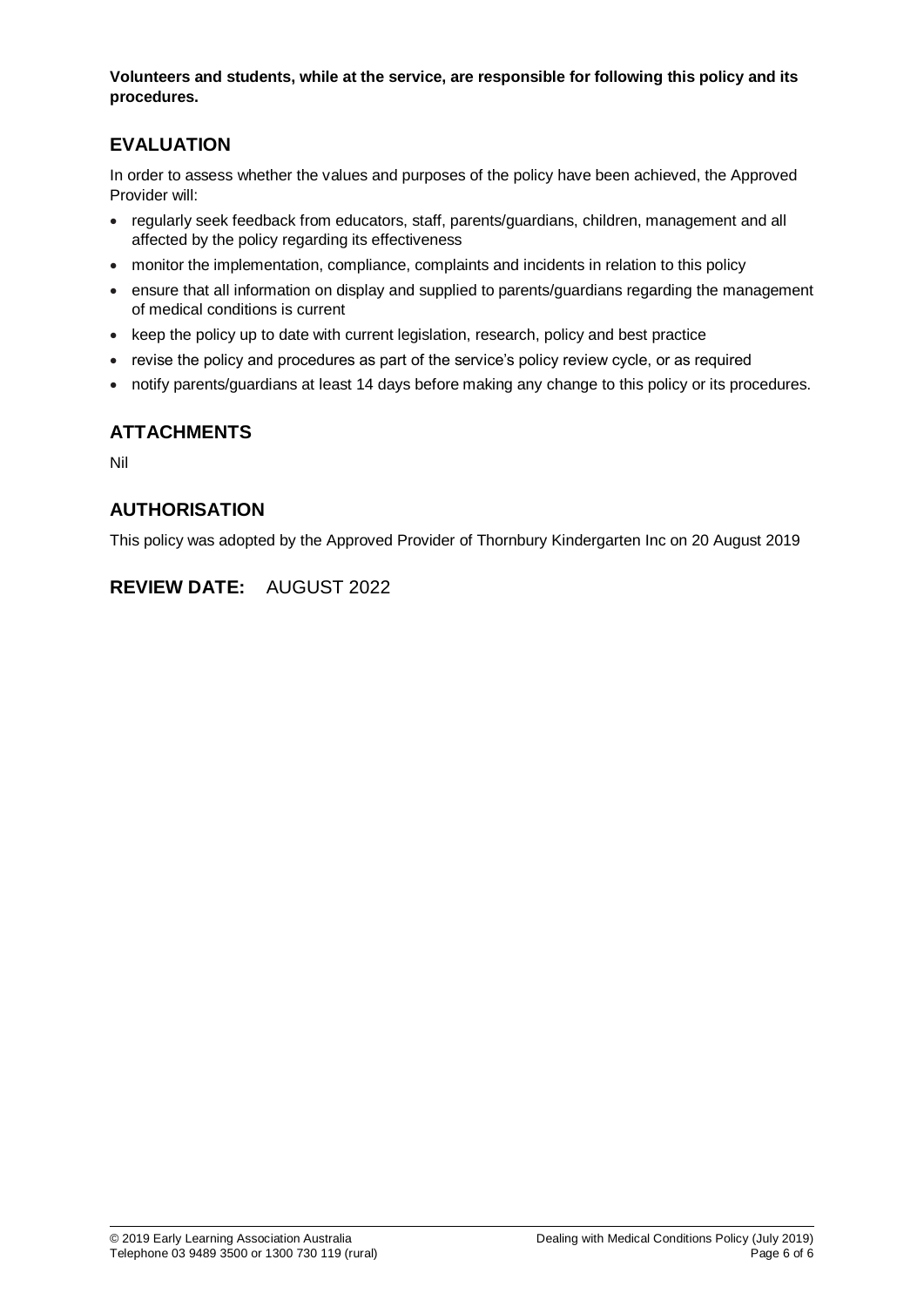**Volunteers and students, while at the service, are responsible for following this policy and its procedures.**

## EVALUATION

In order to assess whether the values and purposes of the policy have been achieved, the Approved Provider will:

- regularly seek feedback from educators, staff, parents/guardians, children, management and all affected by the policy regarding its effectiveness
- monitor the implementation, compliance, complaints and incidents in relation to this policy
- ensure that all information on display and supplied to parents/guardians regarding the management of medical conditions is current
- keep the policy up to date with current legislation, research, policy and best practice
- revise the policy and procedures as part of the service's policy review cycle, or as required
- notify parents/guardians at least 14 days before making any change to this policy or its procedures.

## ATTACHMENTS

Nil

## AUTHORISATION

This policy was adopted by the Approved Provider of Thornbury Kindergarten Inc on 20 August 2019

## REVIEW DATE: AUGUST 2022